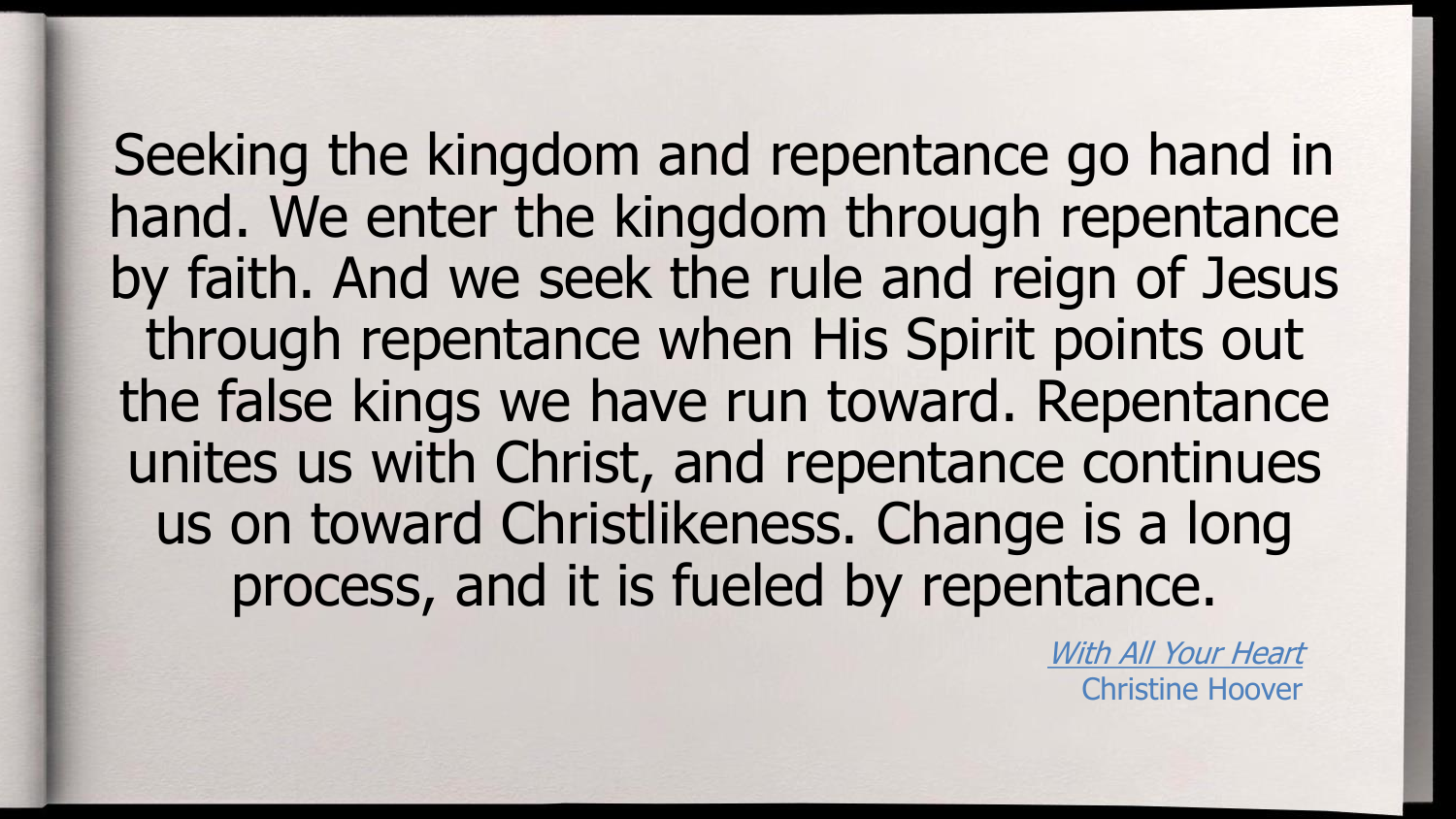Seeking the kingdom and repentance go hand in hand. We enter the kingdom through repentance by faith. And we seek the rule and reign of Jesus through repentance when His Spirit points out the false kings we have run toward. Repentance unites us with Christ, and repentance continues us on toward Christlikeness. Change is a long process, and it is fueled by repentance.

*With All Your Heart*
Christine Hoover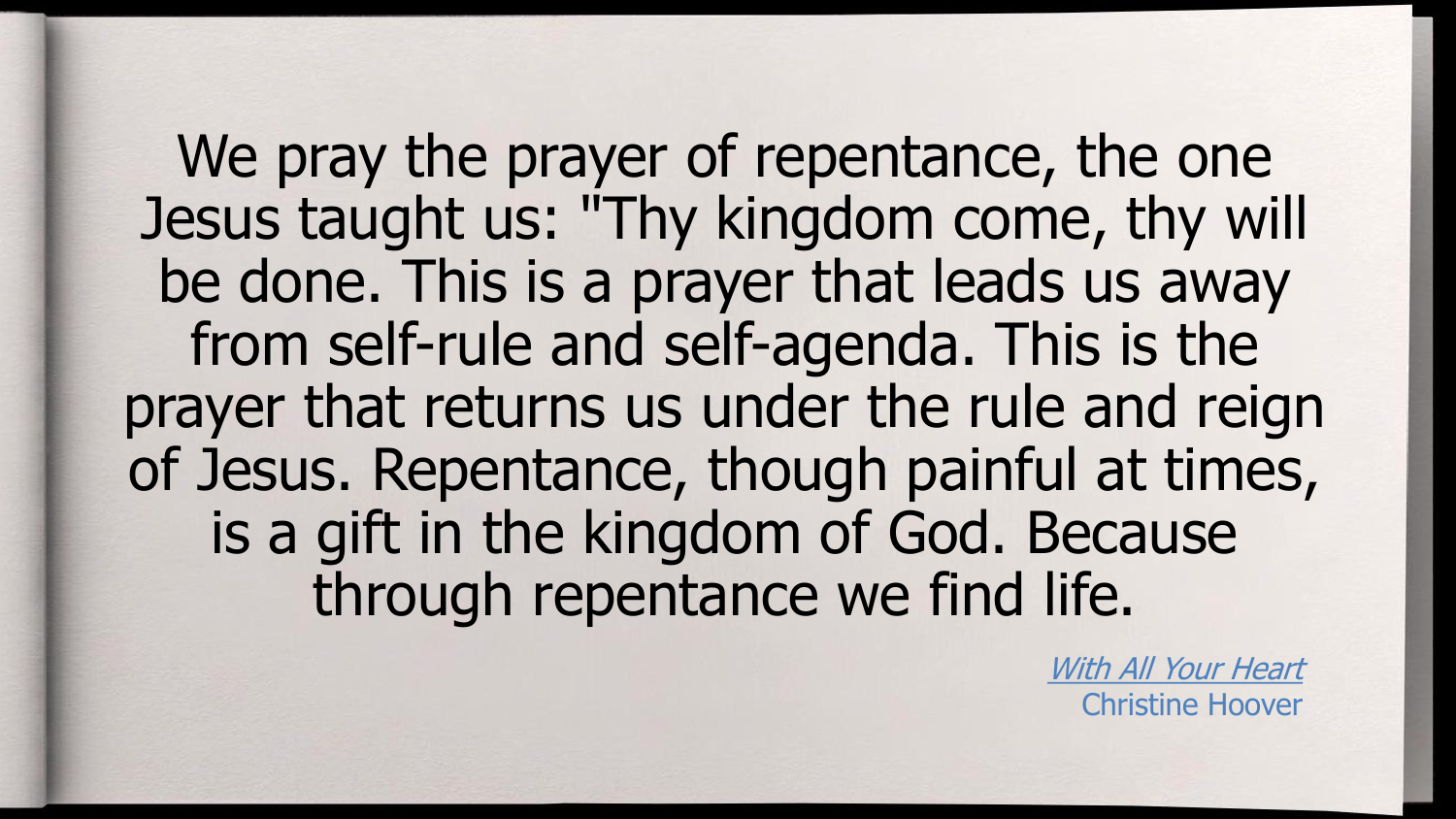We pray the prayer of repentance, the one Jesus taught us: "Thy kingdom come, thy will be done. This is a prayer that leads us away from self-rule and self-agenda. This is the prayer that returns us under the rule and reign of Jesus. Repentance, though painful at times, is a gift in the kingdom of God. Because through repentance we find life.

*With All Your Heart*
Christine Hoover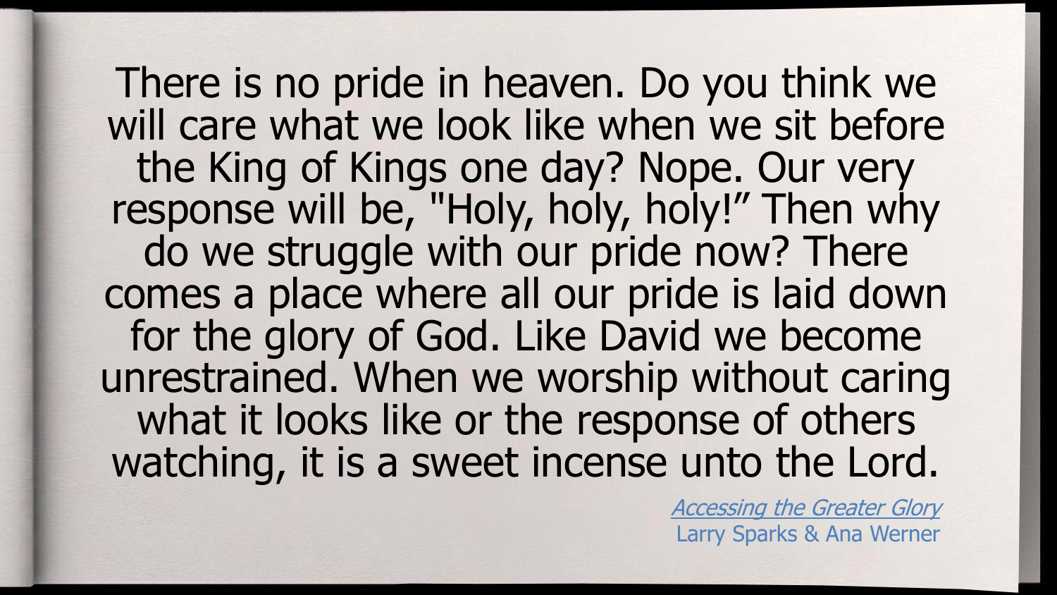There is no pride in heaven. Do you think we will care what we look like when we sit before the King of Kings one day? Nope. Our very response will be, "Holy, holy, holy!" Then why do we struggle with our pride now? There comes a place where all our pride is laid down for the glory of God. Like David we become unrestrained. When we worship without caring what it looks like or the response of others watching, it is a sweet incense unto the Lord.

*Accessing the Greater Glory*
Larry Sparks & Ana Werner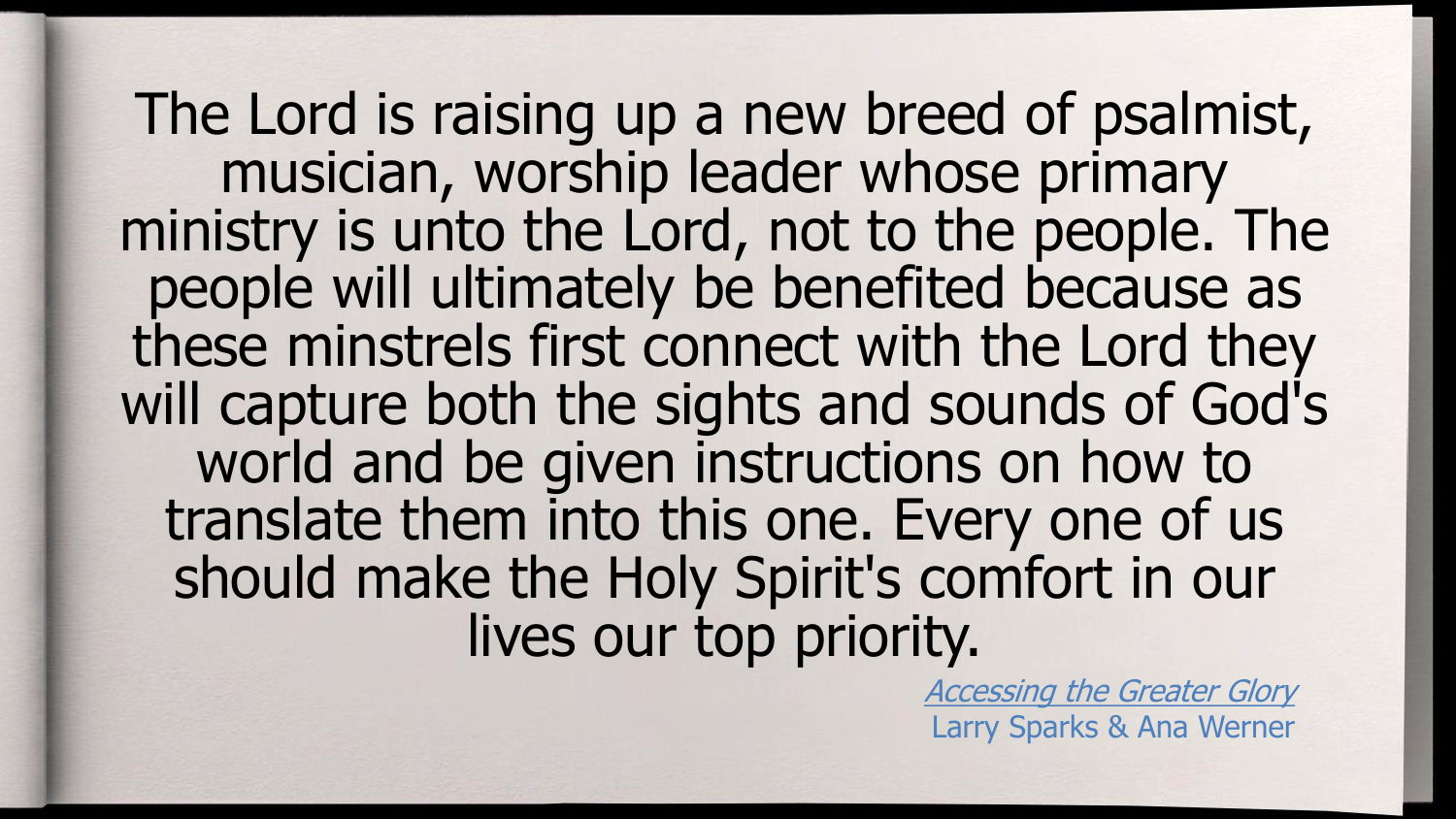The Lord is raising up a new breed of psalmist, musician, worship leader whose primary ministry is unto the Lord, not to the people. The people will ultimately be benefited because as these minstrels first connect with the Lord they will capture both the sights and sounds of God's world and be given instructions on how to translate them into this one. Every one of us should make the Holy Spirit's comfort in our lives our top priority.

*Accessing the Greater Glory*
Larry Sparks & Ana Werner